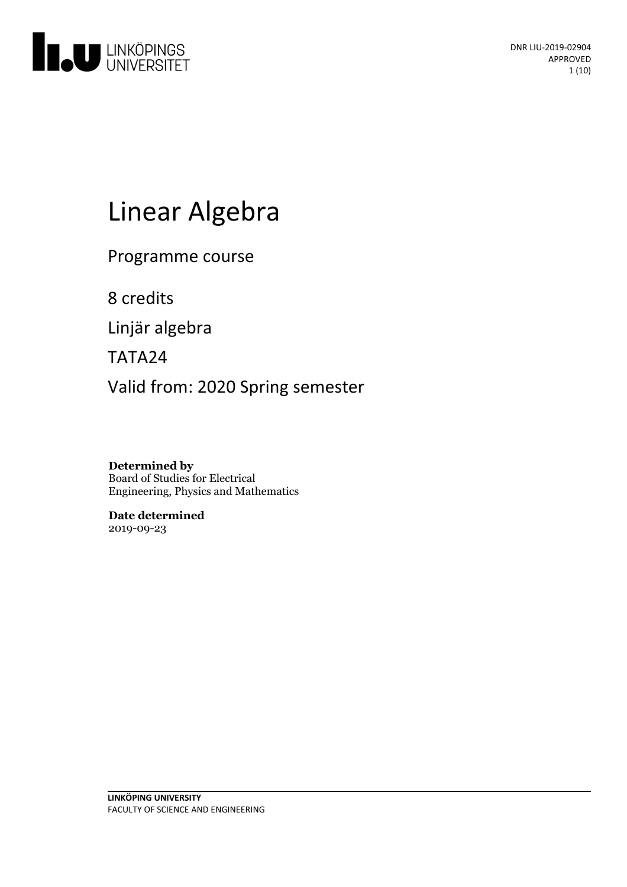DNR LIU-2019-02904
APPROVED

# Linear Algebra

Programme course

8 credits

Linjär algebra

TATA24

Valid from: 2020 Spring semester

**Determined by**
Board of Studies for Electrical Engineering, Physics and Mathematics

**Date determined**
2019-09-23

**LINKÖPING UNIVERSITY**
FACULTY OF SCIENCE AND ENGINEERING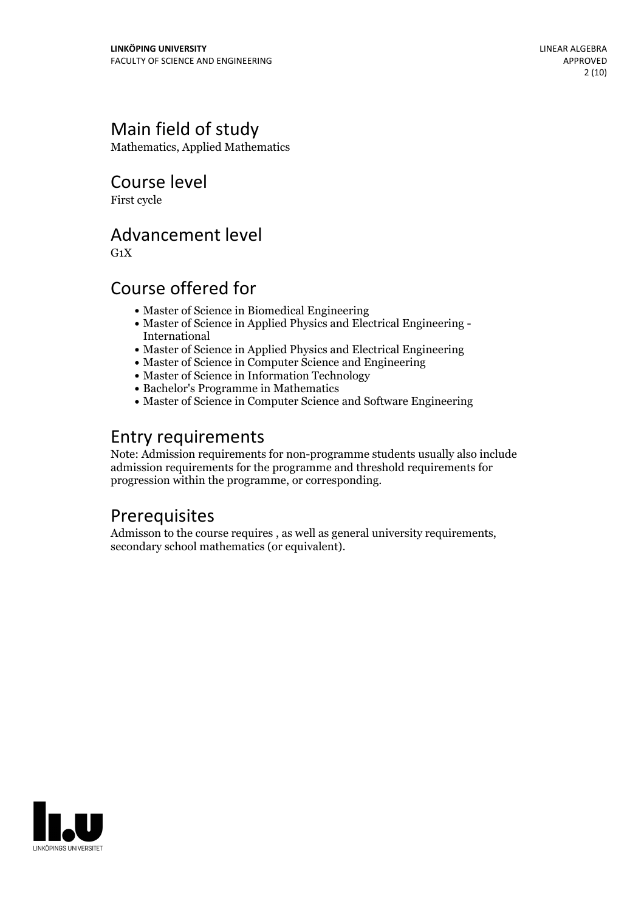## Main field of study

Mathematics, Applied Mathematics

## Course level

First cycle

## Advancement level

G1X

## Course offered for

- Master of Science in Biomedical Engineering
- Master of Science in Applied Physics and Electrical Engineering - International
- Master of Science in Applied Physics and Electrical Engineering
- Master of Science in Computer Science and Engineering
- Master of Science in Information Technology
- Bachelor's Programme in Mathematics
- Master of Science in Computer Science and Software Engineering

## Entry requirements

Note: Admission requirements for non-programme students usually also include admission requirements for the programme and threshold requirements for progression within the programme, or corresponding.

## Prerequisites

Admisson to the course requires , as well as general university requirements, secondary school mathematics (or equivalent).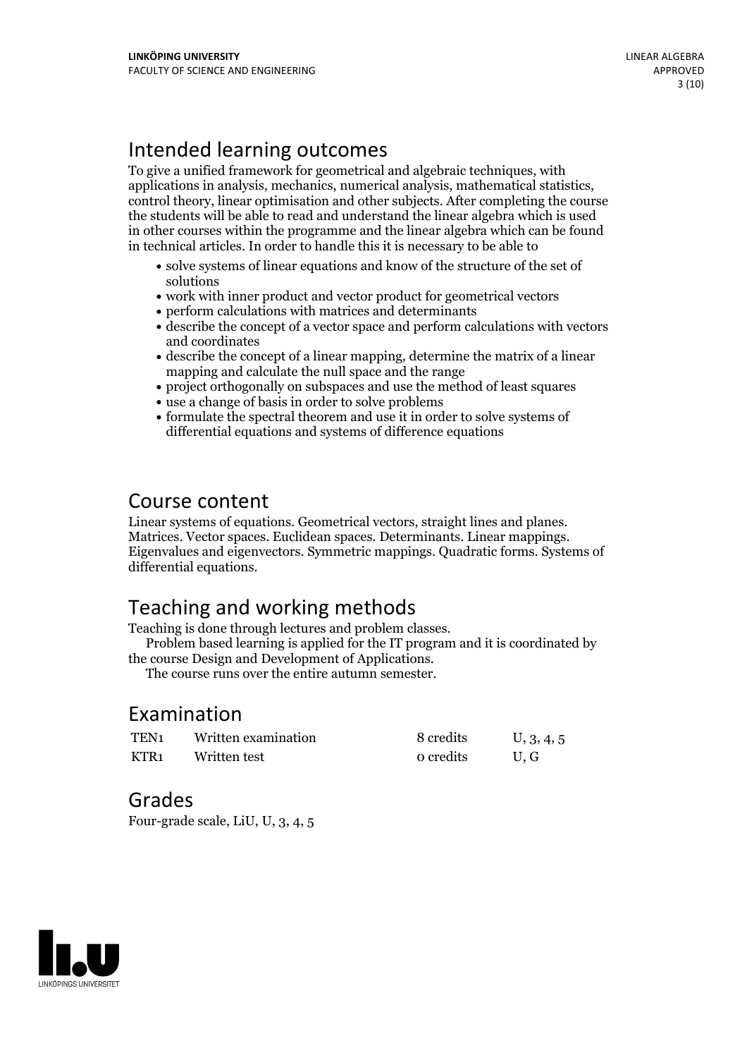## Intended learning outcomes

To give a unified framework for geometrical and algebraic techniques, with applications in analysis, mechanics, numerical analysis, mathematical statistics, control theory, linear optimisation and other subjects. After completing the course the students will be able to read and understand the linear algebra which is used in other courses within the programme and the linear algebra which can be found in technical articles. In order to handle this it is necessary to be able to

- solve systems of linear equations and know of the structure of the set of solutions
- work with inner product and vector product for geometrical vectors
- perform calculations with matrices and determinants
- describe the concept of a vector space and perform calculations with vectors and coordinates
- describe the concept of a linear mapping, determine the matrix of a linear mapping and calculate the null space and the range
- project orthogonally on subspaces and use the method of least squares
- use a change of basis in order to solve problems
- formulate the spectral theorem and use it in order to solve systems of differential equations and systems of difference equations

## Course content

Linear systems of equations. Geometrical vectors, straight lines and planes. Matrices. Vector spaces. Euclidean spaces. Determinants. Linear mappings. Eigenvalues and eigenvectors. Symmetric mappings. Quadratic forms. Systems of differential equations.

## Teaching and working methods

Teaching is done through lectures and problem classes.

Problem based learning is applied for the IT program and it is coordinated by the course Design and Development of Applications.

The course runs over the entire autumn semester.

## Examination

| | | | |
|---|---|---|---|
| TEN1 | Written examination | 8 credits | U, 3, 4, 5 |
| KTR1 | Written test | 0 credits | U, G |

## Grades

Four-grade scale, LiU, U, 3, 4, 5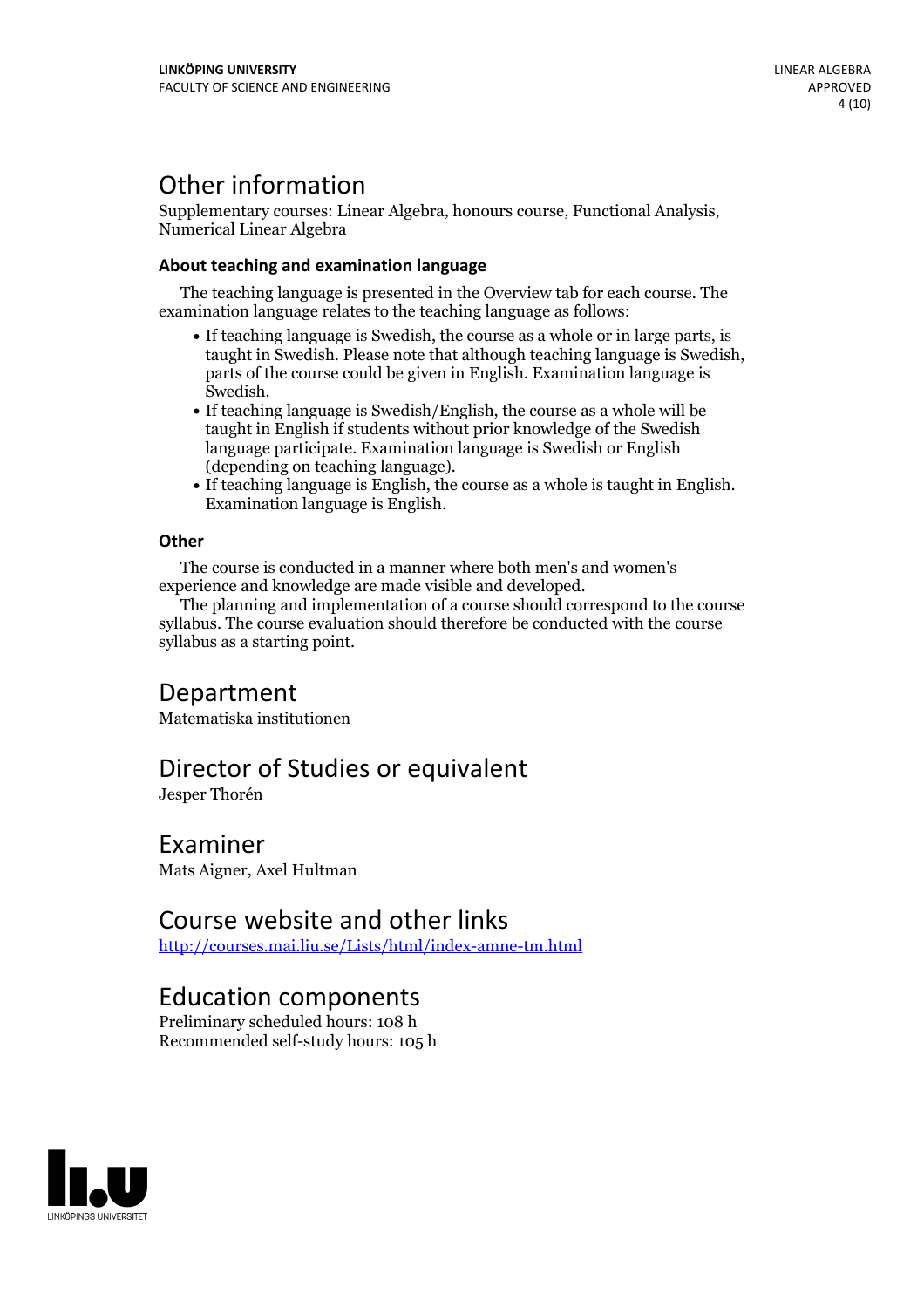## Other information

Supplementary courses: Linear Algebra, honours course, Functional Analysis, Numerical Linear Algebra

### About teaching and examination language

The teaching language is presented in the Overview tab for each course. The examination language relates to the teaching language as follows:

- If teaching language is Swedish, the course as a whole or in large parts, is taught in Swedish. Please note that although teaching language is Swedish, parts of the course could be given in English. Examination language is Swedish.
- If teaching language is Swedish/English, the course as a whole will be taught in English if students without prior knowledge of the Swedish language participate. Examination language is Swedish or English (depending on teaching language).
- If teaching language is English, the course as a whole is taught in English. Examination language is English.

### Other

The course is conducted in a manner where both men's and women's experience and knowledge are made visible and developed.

The planning and implementation of a course should correspond to the course syllabus. The course evaluation should therefore be conducted with the course syllabus as a starting point.

## Department

Matematiska institutionen

## Director of Studies or equivalent

Jesper Thorén

## Examiner

Mats Aigner, Axel Hultman

## Course website and other links

http://courses.mai.liu.se/Lists/html/index-amne-tm.html

## Education components

Preliminary scheduled hours: 108 h
Recommended self-study hours: 105 h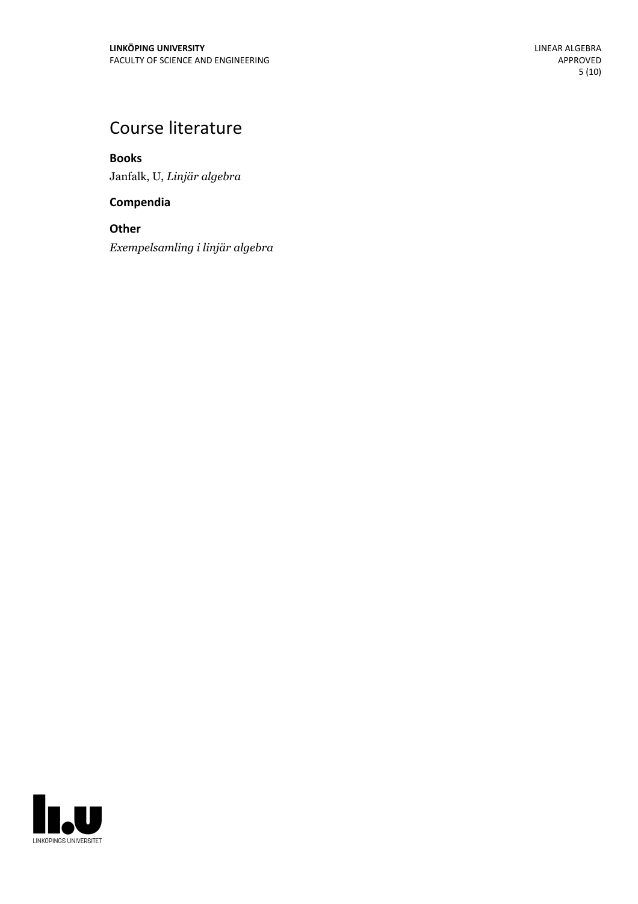# Course literature

### Books

Janfalk, U, *Linjär algebra*

### Compendia

### Other

*Exempelsamling i linjär algebra*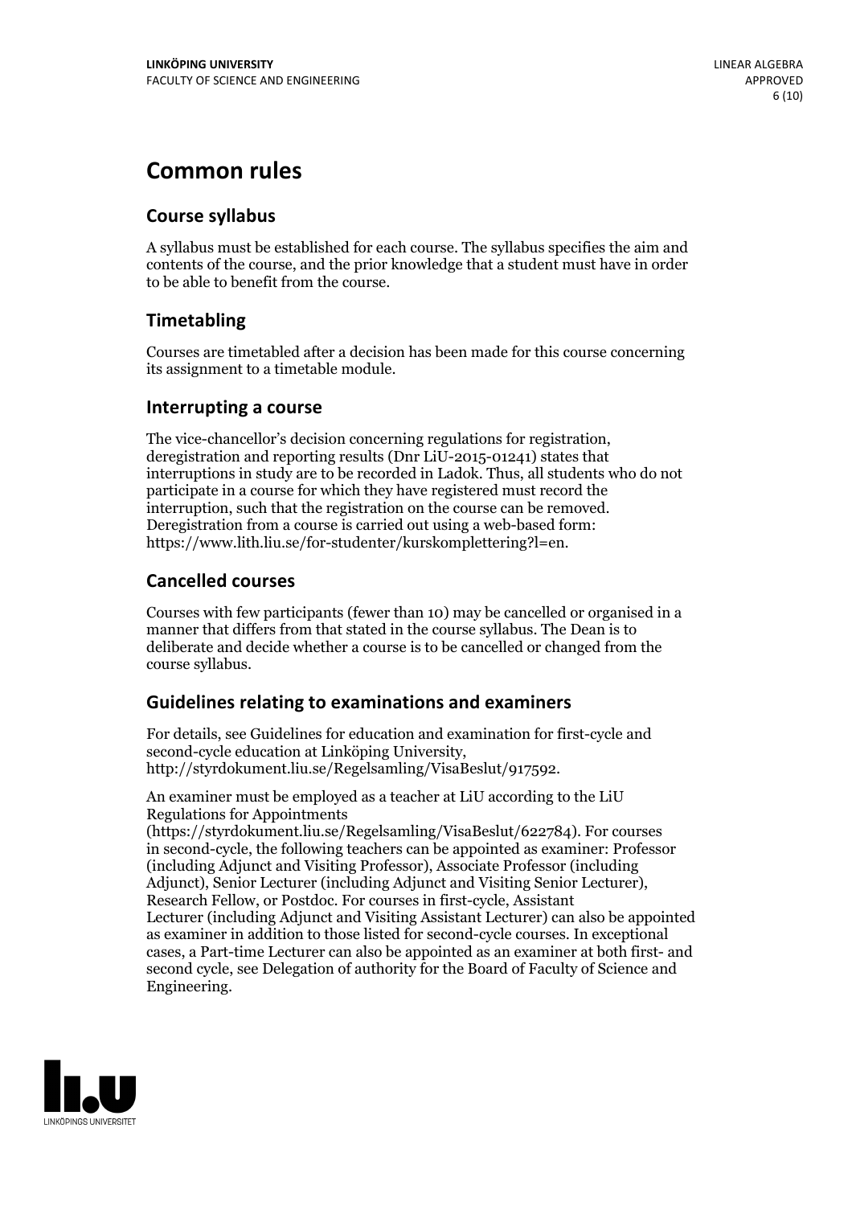# Common rules

## Course syllabus

A syllabus must be established for each course. The syllabus specifies the aim and contents of the course, and the prior knowledge that a student must have in order to be able to benefit from the course.

## Timetabling

Courses are timetabled after a decision has been made for this course concerning its assignment to a timetable module.

## Interrupting a course

The vice-chancellor's decision concerning regulations for registration, deregistration and reporting results (Dnr LiU-2015-01241) states that interruptions in study are to be recorded in Ladok. Thus, all students who do not participate in a course for which they have registered must record the interruption, such that the registration on the course can be removed. Deregistration from a course is carried out using a web-based form: https://www.lith.liu.se/for-studenter/kurskomplettering?l=en.

## Cancelled courses

Courses with few participants (fewer than 10) may be cancelled or organised in a manner that differs from that stated in the course syllabus. The Dean is to deliberate and decide whether a course is to be cancelled or changed from the course syllabus.

## Guidelines relating to examinations and examiners

For details, see Guidelines for education and examination for first-cycle and second-cycle education at Linköping University, http://styrdokument.liu.se/Regelsamling/VisaBeslut/917592.

An examiner must be employed as a teacher at LiU according to the LiU Regulations for Appointments (https://styrdokument.liu.se/Regelsamling/VisaBeslut/622784). For courses in second-cycle, the following teachers can be appointed as examiner: Professor (including Adjunct and Visiting Professor), Associate Professor (including Adjunct), Senior Lecturer (including Adjunct and Visiting Senior Lecturer), Research Fellow, or Postdoc. For courses in first-cycle, Assistant Lecturer (including Adjunct and Visiting Assistant Lecturer) can also be appointed as examiner in addition to those listed for second-cycle courses. In exceptional cases, a Part-time Lecturer can also be appointed as an examiner at both first- and second cycle, see Delegation of authority for the Board of Faculty of Science and Engineering.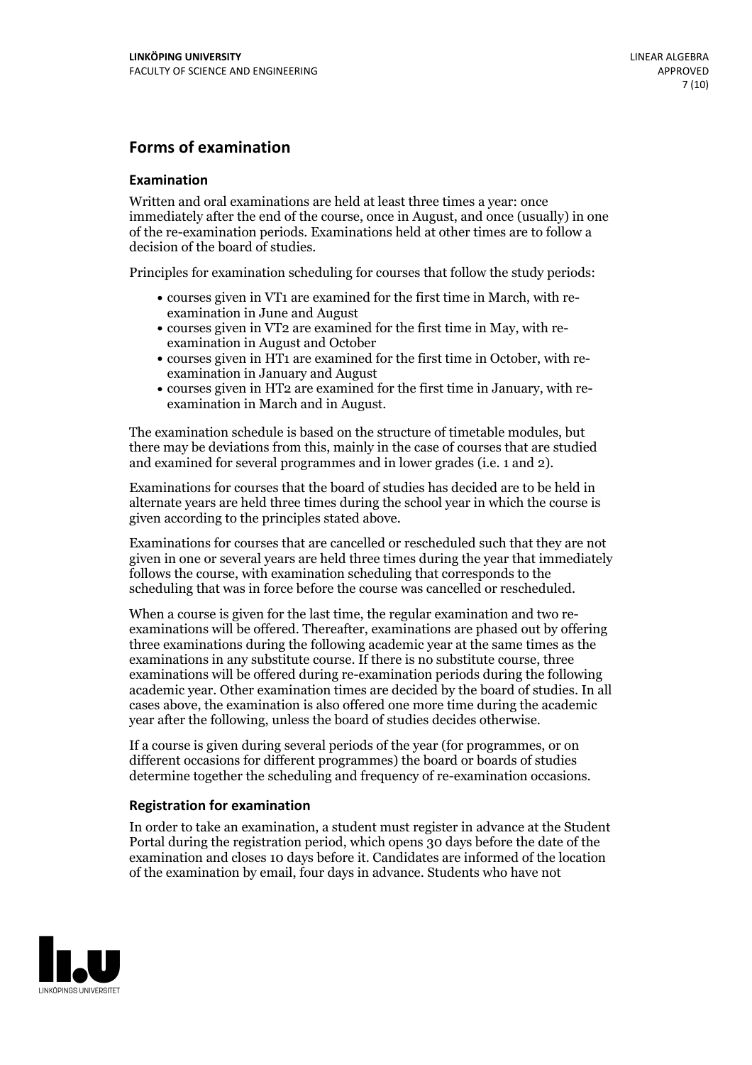## Forms of examination

### Examination

Written and oral examinations are held at least three times a year: once immediately after the end of the course, once in August, and once (usually) in one of the re-examination periods. Examinations held at other times are to follow a decision of the board of studies.

Principles for examination scheduling for courses that follow the study periods:

- courses given in VT1 are examined for the first time in March, with re-examination in June and August
- courses given in VT2 are examined for the first time in May, with re-examination in August and October
- courses given in HT1 are examined for the first time in October, with re-examination in January and August
- courses given in HT2 are examined for the first time in January, with re-examination in March and in August.

The examination schedule is based on the structure of timetable modules, but there may be deviations from this, mainly in the case of courses that are studied and examined for several programmes and in lower grades (i.e. 1 and 2).

Examinations for courses that the board of studies has decided are to be held in alternate years are held three times during the school year in which the course is given according to the principles stated above.

Examinations for courses that are cancelled or rescheduled such that they are not given in one or several years are held three times during the year that immediately follows the course, with examination scheduling that corresponds to the scheduling that was in force before the course was cancelled or rescheduled.

When a course is given for the last time, the regular examination and two re-examinations will be offered. Thereafter, examinations are phased out by offering three examinations during the following academic year at the same times as the examinations in any substitute course. If there is no substitute course, three examinations will be offered during re-examination periods during the following academic year. Other examination times are decided by the board of studies. In all cases above, the examination is also offered one more time during the academic year after the following, unless the board of studies decides otherwise.

If a course is given during several periods of the year (for programmes, or on different occasions for different programmes) the board or boards of studies determine together the scheduling and frequency of re-examination occasions.

### Registration for examination

In order to take an examination, a student must register in advance at the Student Portal during the registration period, which opens 30 days before the date of the examination and closes 10 days before it. Candidates are informed of the location of the examination by email, four days in advance. Students who have not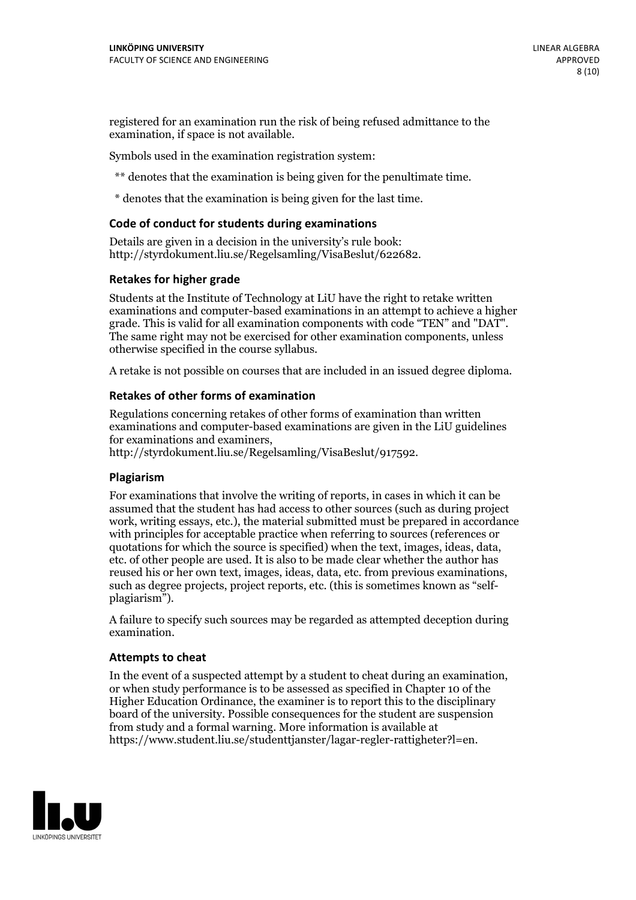registered for an examination run the risk of being refused admittance to the examination, if space is not available.

Symbols used in the examination registration system:

** denotes that the examination is being given for the penultimate time.

* denotes that the examination is being given for the last time.

### Code of conduct for students during examinations

Details are given in a decision in the university's rule book: http://styrdokument.liu.se/Regelsamling/VisaBeslut/622682.

### Retakes for higher grade

Students at the Institute of Technology at LiU have the right to retake written examinations and computer-based examinations in an attempt to achieve a higher grade. This is valid for all examination components with code "TEN" and "DAT". The same right may not be exercised for other examination components, unless otherwise specified in the course syllabus.

A retake is not possible on courses that are included in an issued degree diploma.

### Retakes of other forms of examination

Regulations concerning retakes of other forms of examination than written examinations and computer-based examinations are given in the LiU guidelines for examinations and examiners, http://styrdokument.liu.se/Regelsamling/VisaBeslut/917592.

### Plagiarism

For examinations that involve the writing of reports, in cases in which it can be assumed that the student has had access to other sources (such as during project work, writing essays, etc.), the material submitted must be prepared in accordance with principles for acceptable practice when referring to sources (references or quotations for which the source is specified) when the text, images, ideas, data, etc. of other people are used. It is also to be made clear whether the author has reused his or her own text, images, ideas, data, etc. from previous examinations, such as degree projects, project reports, etc. (this is sometimes known as "self-plagiarism").

A failure to specify such sources may be regarded as attempted deception during examination.

### Attempts to cheat

In the event of a suspected attempt by a student to cheat during an examination, or when study performance is to be assessed as specified in Chapter 10 of the Higher Education Ordinance, the examiner is to report this to the disciplinary board of the university. Possible consequences for the student are suspension from study and a formal warning. More information is available at https://www.student.liu.se/studenttjanster/lagar-regler-rattigheter?l=en.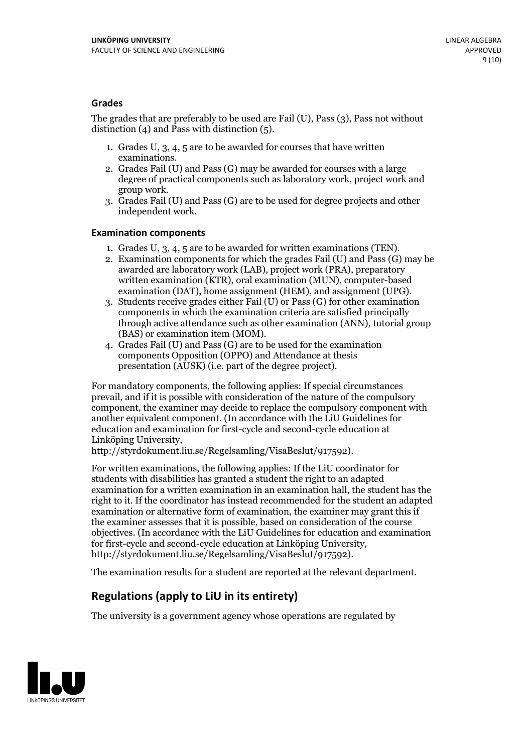### Grades

The grades that are preferably to be used are Fail (U), Pass (3), Pass not without distinction (4) and Pass with distinction (5).

1. Grades U, 3, 4, 5 are to be awarded for courses that have written examinations.
2. Grades Fail (U) and Pass (G) may be awarded for courses with a large degree of practical components such as laboratory work, project work and group work.
3. Grades Fail (U) and Pass (G) are to be used for degree projects and other independent work.

### Examination components

1. Grades U, 3, 4, 5 are to be awarded for written examinations (TEN).
2. Examination components for which the grades Fail (U) and Pass (G) may be awarded are laboratory work (LAB), project work (PRA), preparatory written examination (KTR), oral examination (MUN), computer-based examination (DAT), home assignment (HEM), and assignment (UPG).
3. Students receive grades either Fail (U) or Pass (G) for other examination components in which the examination criteria are satisfied principally through active attendance such as other examination (ANN), tutorial group (BAS) or examination item (MOM).
4. Grades Fail (U) and Pass (G) are to be used for the examination components Opposition (OPPO) and Attendance at thesis presentation (AUSK) (i.e. part of the degree project).

For mandatory components, the following applies: If special circumstances prevail, and if it is possible with consideration of the nature of the compulsory component, the examiner may decide to replace the compulsory component with another equivalent component. (In accordance with the LiU Guidelines for education and examination for first-cycle and second-cycle education at Linköping University, http://styrdokument.liu.se/Regelsamling/VisaBeslut/917592).

For written examinations, the following applies: If the LiU coordinator for students with disabilities has granted a student the right to an adapted examination for a written examination in an examination hall, the student has the right to it. If the coordinator has instead recommended for the student an adapted examination or alternative form of examination, the examiner may grant this if the examiner assesses that it is possible, based on consideration of the course objectives. (In accordance with the LiU Guidelines for education and examination for first-cycle and second-cycle education at Linköping University, http://styrdokument.liu.se/Regelsamling/VisaBeslut/917592).

The examination results for a student are reported at the relevant department.

## Regulations (apply to LiU in its entirety)

The university is a government agency whose operations are regulated by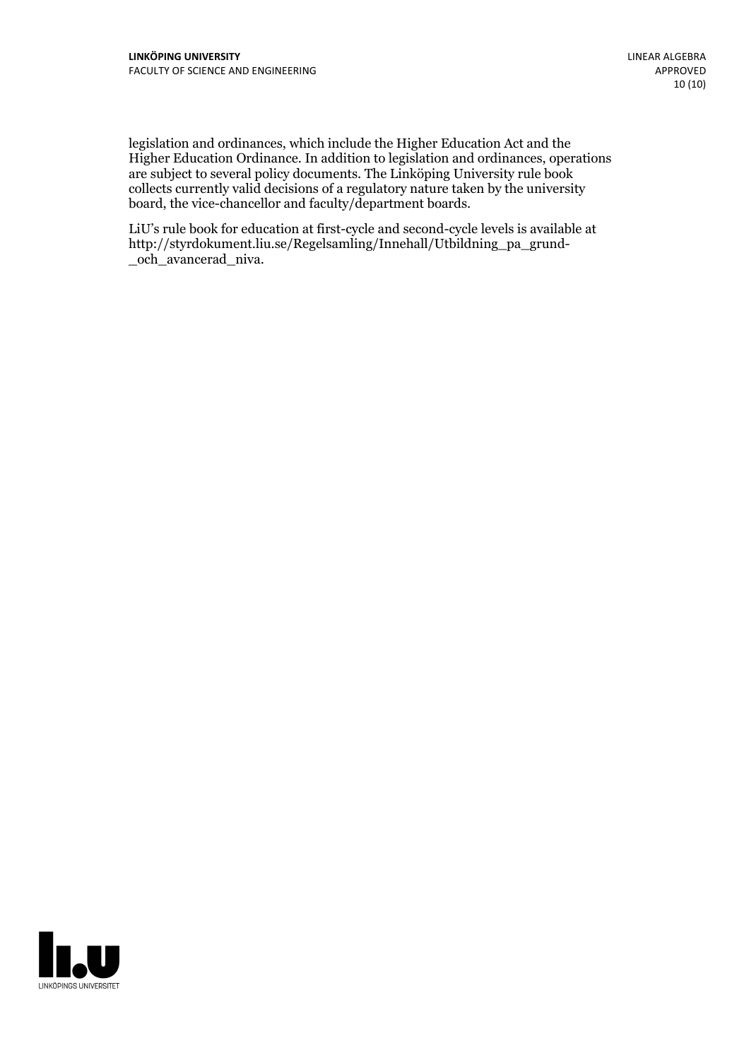legislation and ordinances, which include the Higher Education Act and the Higher Education Ordinance. In addition to legislation and ordinances, operations are subject to several policy documents. The Linköping University rule book collects currently valid decisions of a regulatory nature taken by the university board, the vice-chancellor and faculty/department boards.

LiU's rule book for education at first-cycle and second-cycle levels is available at http://styrdokument.liu.se/Regelsamling/Innehall/Utbildning_pa_grund-_och_avancerad_niva.